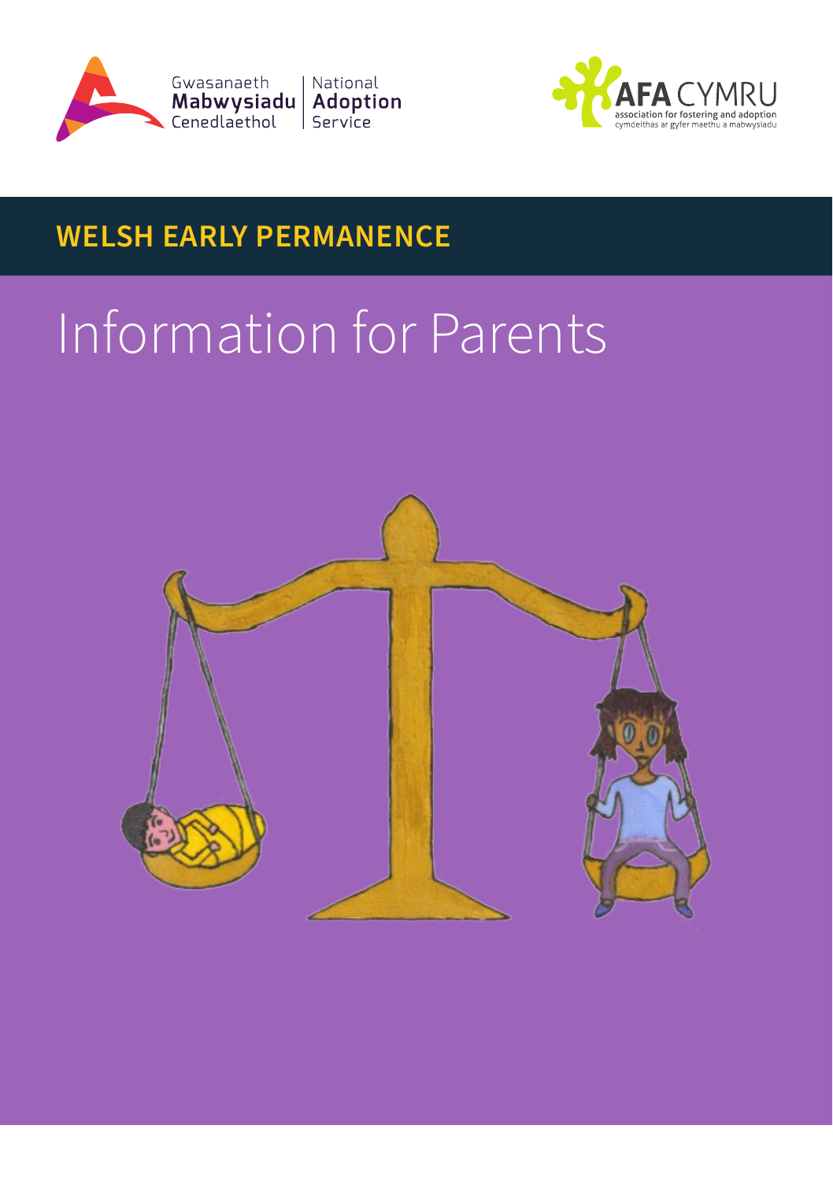Gwasanaeth **Mabwysiadu** Cenedlaethol | National **Adoption** Service

**AFA CYMRU**
association for fostering and adoption
cymdeithas ar gyfer maethu a mabwysiadu

## WELSH EARLY PERMANENCE

# Information for Parents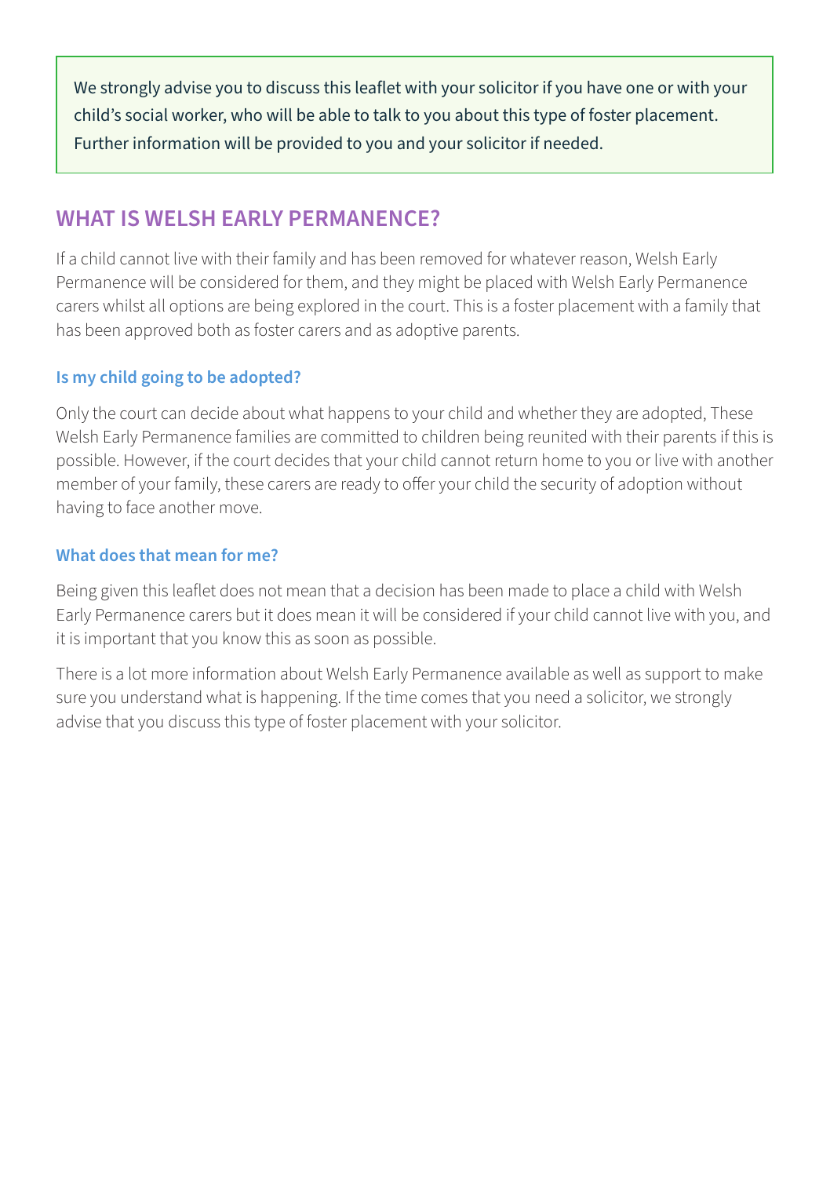We strongly advise you to discuss this leaflet with your solicitor if you have one or with your child's social worker, who will be able to talk to you about this type of foster placement. Further information will be provided to you and your solicitor if needed.

## WHAT IS WELSH EARLY PERMANENCE?

If a child cannot live with their family and has been removed for whatever reason, Welsh Early Permanence will be considered for them, and they might be placed with Welsh Early Permanence carers whilst all options are being explored in the court. This is a foster placement with a family that has been approved both as foster carers and as adoptive parents.

### Is my child going to be adopted?

Only the court can decide about what happens to your child and whether they are adopted, These Welsh Early Permanence families are committed to children being reunited with their parents if this is possible. However, if the court decides that your child cannot return home to you or live with another member of your family, these carers are ready to offer your child the security of adoption without having to face another move.

### What does that mean for me?

Being given this leaflet does not mean that a decision has been made to place a child with Welsh Early Permanence carers but it does mean it will be considered if your child cannot live with you, and it is important that you know this as soon as possible.

There is a lot more information about Welsh Early Permanence available as well as support to make sure you understand what is happening. If the time comes that you need a solicitor, we strongly advise that you discuss this type of foster placement with your solicitor.